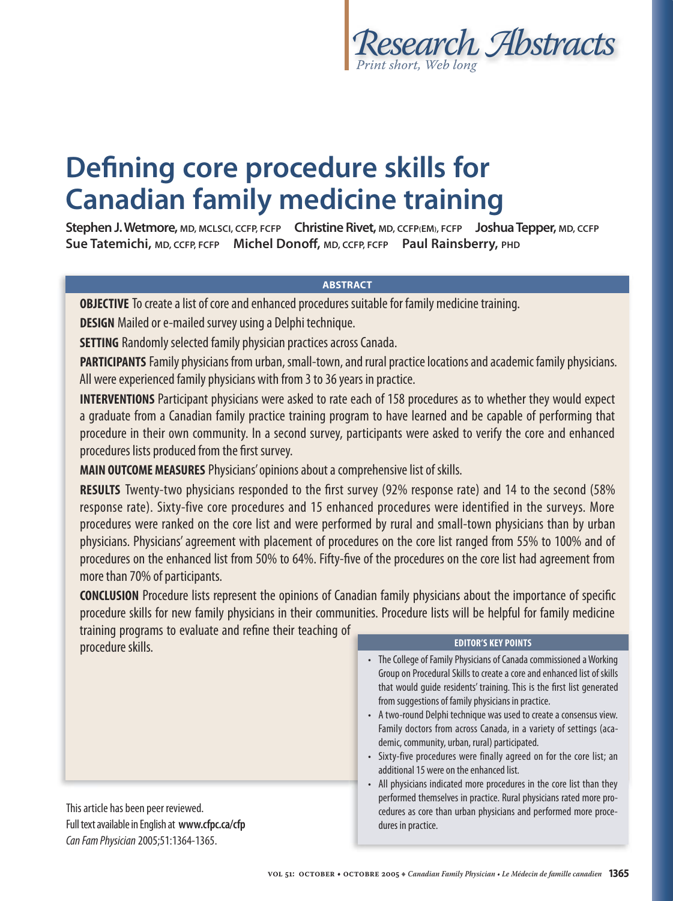# Research Abstracts

*Print short, Web long*

# Defining core procedure skills for Canadian family medicine training

**Stephen J. Wetmore,** MD, MCLSCI, CCFP, FCFP **Christine Rivet,** MD, CCFP(EM), FCFP **Joshua Tepper,** MD, CCFP **Sue Tatemichi,** MD, CCFP, FCFP **Michel Donoff,** MD, CCFP, FCFP **Paul Rainsberry,** PHD

## ABSTRACT

**OBJECTIVE** To create a list of core and enhanced procedures suitable for family medicine training.

**DESIGN** Mailed or e-mailed survey using a Delphi technique.

**SETTING** Randomly selected family physician practices across Canada.

**PARTICIPANTS** Family physicians from urban, small-town, and rural practice locations and academic family physicians. All were experienced family physicians with from 3 to 36 years in practice.

**INTERVENTIONS** Participant physicians were asked to rate each of 158 procedures as to whether they would expect a graduate from a Canadian family practice training program to have learned and be capable of performing that procedure in their own community. In a second survey, participants were asked to verify the core and enhanced procedures lists produced from the first survey.

**MAIN OUTCOME MEASURES** Physicians' opinions about a comprehensive list of skills.

**RESULTS** Twenty-two physicians responded to the first survey (92% response rate) and 14 to the second (58% response rate). Sixty-five core procedures and 15 enhanced procedures were identified in the surveys. More procedures were ranked on the core list and were performed by rural and small-town physicians than by urban physicians. Physicians' agreement with placement of procedures on the core list ranged from 55% to 100% and of procedures on the enhanced list from 50% to 64%. Fifty-five of the procedures on the core list had agreement from more than 70% of participants.

**CONCLUSION** Procedure lists represent the opinions of Canadian family physicians about the importance of specific procedure skills for new family physicians in their communities. Procedure lists will be helpful for family medicine training programs to evaluate and refine their teaching of procedure skills.

### EDITOR'S KEY POINTS

- The College of Family Physicians of Canada commissioned a Working Group on Procedural Skills to create a core and enhanced list of skills that would guide residents' training. This is the first list generated from suggestions of family physicians in practice.
- A two-round Delphi technique was used to create a consensus view. Family doctors from across Canada, in a variety of settings (academic, community, urban, rural) participated.
- Sixty-five procedures were finally agreed on for the core list; an additional 15 were on the enhanced list.
- All physicians indicated more procedures in the core list than they performed themselves in practice. Rural physicians rated more procedures as core than urban physicians and performed more procedures in practice.

This article has been peer reviewed.
Full text available in English at **www.cfpc.ca/cfp**
*Can Fam Physician* 2005;51:1364-1365.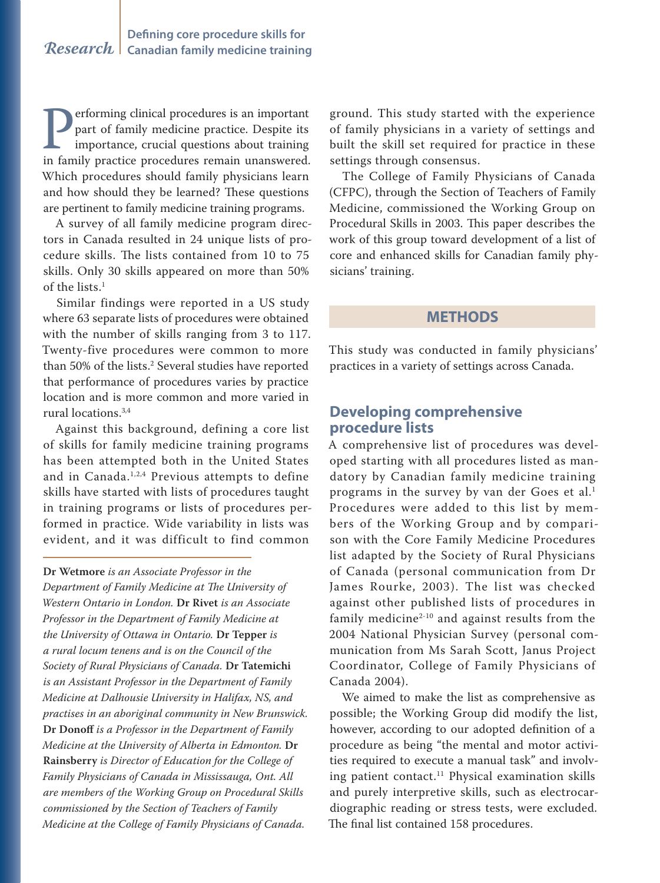Performing clinical procedures is an important part of family medicine practice. Despite its importance, crucial questions about training in family practice procedures remain unanswered. Which procedures should family physicians learn and how should they be learned? These questions are pertinent to family medicine training programs.

A survey of all family medicine program directors in Canada resulted in 24 unique lists of procedure skills. The lists contained from 10 to 75 skills. Only 30 skills appeared on more than 50% of the lists.[1]

Similar findings were reported in a US study where 63 separate lists of procedures were obtained with the number of skills ranging from 3 to 117. Twenty-five procedures were common to more than 50% of the lists.[2] Several studies have reported that performance of procedures varies by practice location and is more common and more varied in rural locations.[3,4]

Against this background, defining a core list of skills for family medicine training programs has been attempted both in the United States and in Canada.[1,2,4] Previous attempts to define skills have started with lists of procedures taught in training programs or lists of procedures performed in practice. Wide variability in lists was evident, and it was difficult to find common ground. This study started with the experience of family physicians in a variety of settings and built the skill set required for practice in these settings through consensus.

The College of Family Physicians of Canada (CFPC), through the Section of Teachers of Family Medicine, commissioned the Working Group on Procedural Skills in 2003. This paper describes the work of this group toward development of a list of core and enhanced skills for Canadian family physicians' training.

**Dr Wetmore** *is an Associate Professor in the Department of Family Medicine at The University of Western Ontario in London.* **Dr Rivet** *is an Associate Professor in the Department of Family Medicine at the University of Ottawa in Ontario.* **Dr Tepper** *is a rural locum tenens and is on the Council of the Society of Rural Physicians of Canada.* **Dr Tatemichi** *is an Assistant Professor in the Department of Family Medicine at Dalhousie University in Halifax, NS, and practises in an aboriginal community in New Brunswick.* **Dr Donoff** *is a Professor in the Department of Family Medicine at the University of Alberta in Edmonton.* **Dr Rainsberry** *is Director of Education for the College of Family Physicians of Canada in Mississauga, Ont. All are members of the Working Group on Procedural Skills commissioned by the Section of Teachers of Family Medicine at the College of Family Physicians of Canada.*

## METHODS

This study was conducted in family physicians' practices in a variety of settings across Canada.

### Developing comprehensive procedure lists

A comprehensive list of procedures was developed starting with all procedures listed as mandatory by Canadian family medicine training programs in the survey by van der Goes et al.[1] Procedures were added to this list by members of the Working Group and by comparison with the Core Family Medicine Procedures list adapted by the Society of Rural Physicians of Canada (personal communication from Dr James Rourke, 2003). The list was checked against other published lists of procedures in family medicine[2-10] and against results from the 2004 National Physician Survey (personal communication from Ms Sarah Scott, Janus Project Coordinator, College of Family Physicians of Canada 2004).

We aimed to make the list as comprehensive as possible; the Working Group did modify the list, however, according to our adopted definition of a procedure as being "the mental and motor activities required to execute a manual task" and involving patient contact.[11] Physical examination skills and purely interpretive skills, such as electrocardiographic reading or stress tests, were excluded. The final list contained 158 procedures.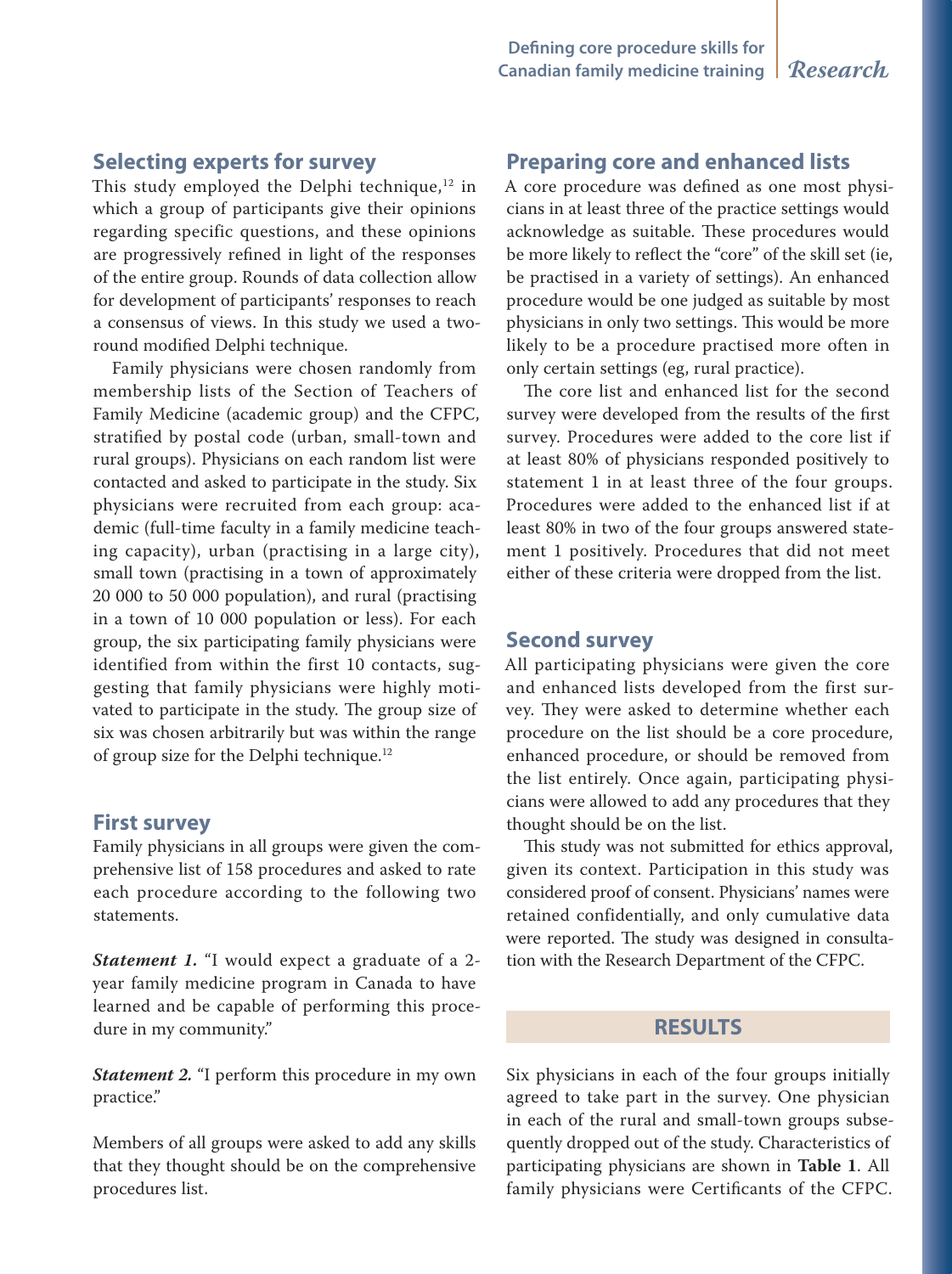## Selecting experts for survey

This study employed the Delphi technique,[12] in which a group of participants give their opinions regarding specific questions, and these opinions are progressively refined in light of the responses of the entire group. Rounds of data collection allow for development of participants' responses to reach a consensus of views. In this study we used a two-round modified Delphi technique.

Family physicians were chosen randomly from membership lists of the Section of Teachers of Family Medicine (academic group) and the CFPC, stratified by postal code (urban, small-town and rural groups). Physicians on each random list were contacted and asked to participate in the study. Six physicians were recruited from each group: academic (full-time faculty in a family medicine teaching capacity), urban (practising in a large city), small town (practising in a town of approximately 20 000 to 50 000 population), and rural (practising in a town of 10 000 population or less). For each group, the six participating family physicians were identified from within the first 10 contacts, suggesting that family physicians were highly motivated to participate in the study. The group size of six was chosen arbitrarily but was within the range of group size for the Delphi technique.[12]

## First survey

Family physicians in all groups were given the comprehensive list of 158 procedures and asked to rate each procedure according to the following two statements.

***Statement 1.*** "I would expect a graduate of a 2-year family medicine program in Canada to have learned and be capable of performing this procedure in my community."

***Statement 2.*** "I perform this procedure in my own practice."

Members of all groups were asked to add any skills that they thought should be on the comprehensive procedures list.

## Preparing core and enhanced lists

A core procedure was defined as one most physicians in at least three of the practice settings would acknowledge as suitable. These procedures would be more likely to reflect the "core" of the skill set (ie, be practised in a variety of settings). An enhanced procedure would be one judged as suitable by most physicians in only two settings. This would be more likely to be a procedure practised more often in only certain settings (eg, rural practice).

The core list and enhanced list for the second survey were developed from the results of the first survey. Procedures were added to the core list if at least 80% of physicians responded positively to statement 1 in at least three of the four groups. Procedures were added to the enhanced list if at least 80% in two of the four groups answered statement 1 positively. Procedures that did not meet either of these criteria were dropped from the list.

## Second survey

All participating physicians were given the core and enhanced lists developed from the first survey. They were asked to determine whether each procedure on the list should be a core procedure, enhanced procedure, or should be removed from the list entirely. Once again, participating physicians were allowed to add any procedures that they thought should be on the list.

This study was not submitted for ethics approval, given its context. Participation in this study was considered proof of consent. Physicians' names were retained confidentially, and only cumulative data were reported. The study was designed in consultation with the Research Department of the CFPC.

# RESULTS

Six physicians in each of the four groups initially agreed to take part in the survey. One physician in each of the rural and small-town groups subsequently dropped out of the study. Characteristics of participating physicians are shown in **Table 1**. All family physicians were Certificants of the CFPC.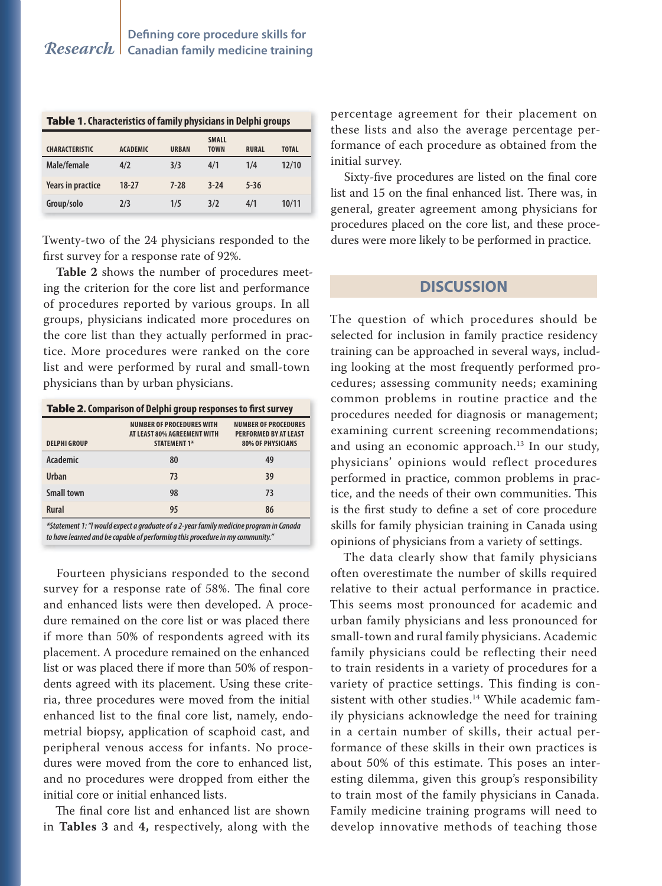**Table 1.** Characteristics of family physicians in Delphi groups

| CHARACTERISTIC | ACADEMIC | URBAN | SMALL TOWN | RURAL | TOTAL |
|---|---|---|---|---|---|
| Male/female | 4/2 | 3/3 | 4/1 | 1/4 | 12/10 |
| Years in practice | 18-27 | 7-28 | 3-24 | 5-36 | |
| Group/solo | 2/3 | 1/5 | 3/2 | 4/1 | 10/11 |

Twenty-two of the 24 physicians responded to the first survey for a response rate of 92%.

**Table 2** shows the number of procedures meeting the criterion for the core list and performance of procedures reported by various groups. In all groups, physicians indicated more procedures on the core list than they actually performed in practice. More procedures were ranked on the core list and were performed by rural and small-town physicians than by urban physicians.

**Table 2.** Comparison of Delphi group responses to first survey

| DELPHI GROUP | NUMBER OF PROCEDURES WITH AT LEAST 80% AGREEMENT WITH STATEMENT 1* | NUMBER OF PROCEDURES PERFORMED BY AT LEAST 80% OF PHYSICIANS |
|---|---|---|
| Academic | 80 | 49 |
| Urban | 73 | 39 |
| Small town | 98 | 73 |
| Rural | 95 | 86 |

*Statement 1: "I would expect a graduate of a 2-year family medicine program in Canada to have learned and be capable of performing this procedure in my community."*

Fourteen physicians responded to the second survey for a response rate of 58%. The final core and enhanced lists were then developed. A procedure remained on the core list or was placed there if more than 50% of respondents agreed with its placement. A procedure remained on the enhanced list or was placed there if more than 50% of respondents agreed with its placement. Using these criteria, three procedures were moved from the initial enhanced list to the final core list, namely, endometrial biopsy, application of scaphoid cast, and peripheral venous access for infants. No procedures were moved from the core to enhanced list, and no procedures were dropped from either the initial core or initial enhanced lists.

The final core list and enhanced list are shown in **Tables 3** and **4,** respectively, along with the percentage agreement for their placement on these lists and also the average percentage performance of each procedure as obtained from the initial survey.

Sixty-five procedures are listed on the final core list and 15 on the final enhanced list. There was, in general, greater agreement among physicians for procedures placed on the core list, and these procedures were more likely to be performed in practice.

## DISCUSSION

The question of which procedures should be selected for inclusion in family practice residency training can be approached in several ways, including looking at the most frequently performed procedures; assessing community needs; examining common problems in routine practice and the procedures needed for diagnosis or management; examining current screening recommendations; and using an economic approach.[13] In our study, physicians' opinions would reflect procedures performed in practice, common problems in practice, and the needs of their own communities. This is the first study to define a set of core procedure skills for family physician training in Canada using opinions of physicians from a variety of settings.

The data clearly show that family physicians often overestimate the number of skills required relative to their actual performance in practice. This seems most pronounced for academic and urban family physicians and less pronounced for small-town and rural family physicians. Academic family physicians could be reflecting their need to train residents in a variety of procedures for a variety of practice settings. This finding is consistent with other studies.[14] While academic family physicians acknowledge the need for training in a certain number of skills, their actual performance of these skills in their own practices is about 50% of this estimate. This poses an interesting dilemma, given this group's responsibility to train most of the family physicians in Canada. Family medicine training programs will need to develop innovative methods of teaching those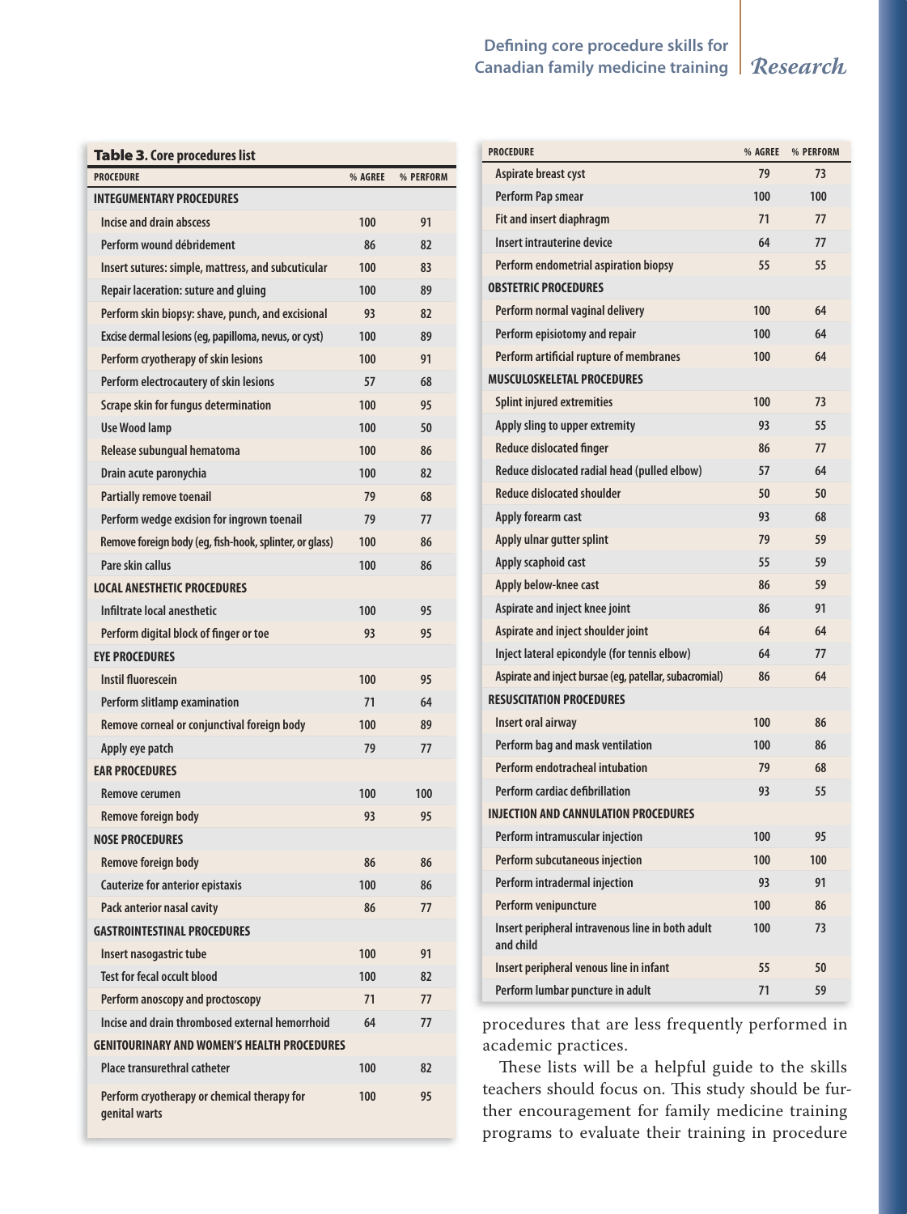**Table 3.** Core procedures list

| PROCEDURE | % AGREE | % PERFORM |
|---|---|---|
| **INTEGUMENTARY PROCEDURES** | | |
| Incise and drain abscess | 100 | 91 |
| Perform wound débridement | 86 | 82 |
| Insert sutures: simple, mattress, and subcuticular | 100 | 83 |
| Repair laceration: suture and gluing | 100 | 89 |
| Perform skin biopsy: shave, punch, and excisional | 93 | 82 |
| Excise dermal lesions (eg, papilloma, nevus, or cyst) | 100 | 89 |
| Perform cryotherapy of skin lesions | 100 | 91 |
| Perform electrocautery of skin lesions | 57 | 68 |
| Scrape skin for fungus determination | 100 | 95 |
| Use Wood lamp | 100 | 50 |
| Release subungual hematoma | 100 | 86 |
| Drain acute paronychia | 100 | 82 |
| Partially remove toenail | 79 | 68 |
| Perform wedge excision for ingrown toenail | 79 | 77 |
| Remove foreign body (eg, fish-hook, splinter, or glass) | 100 | 86 |
| Pare skin callus | 100 | 86 |
| **LOCAL ANESTHETIC PROCEDURES** | | |
| Infiltrate local anesthetic | 100 | 95 |
| Perform digital block of finger or toe | 93 | 95 |
| **EYE PROCEDURES** | | |
| Instil fluorescein | 100 | 95 |
| Perform slitlamp examination | 71 | 64 |
| Remove corneal or conjunctival foreign body | 100 | 89 |
| Apply eye patch | 79 | 77 |
| **EAR PROCEDURES** | | |
| Remove cerumen | 100 | 100 |
| Remove foreign body | 93 | 95 |
| **NOSE PROCEDURES** | | |
| Remove foreign body | 86 | 86 |
| Cauterize for anterior epistaxis | 100 | 86 |
| Pack anterior nasal cavity | 86 | 77 |
| **GASTROINTESTINAL PROCEDURES** | | |
| Insert nasogastric tube | 100 | 91 |
| Test for fecal occult blood | 100 | 82 |
| Perform anoscopy and proctoscopy | 71 | 77 |
| Incise and drain thrombosed external hemorrhoid | 64 | 77 |
| **GENITOURINARY AND WOMEN'S HEALTH PROCEDURES** | | |
| Place transurethral catheter | 100 | 82 |
| Perform cryotherapy or chemical therapy for genital warts | 100 | 95 |
| Aspirate breast cyst | 79 | 73 |
| Perform Pap smear | 100 | 100 |
| Fit and insert diaphragm | 71 | 77 |
| Insert intrauterine device | 64 | 77 |
| Perform endometrial aspiration biopsy | 55 | 55 |
| **OBSTETRIC PROCEDURES** | | |
| Perform normal vaginal delivery | 100 | 64 |
| Perform episiotomy and repair | 100 | 64 |
| Perform artificial rupture of membranes | 100 | 64 |
| **MUSCULOSKELETAL PROCEDURES** | | |
| Splint injured extremities | 100 | 73 |
| Apply sling to upper extremity | 93 | 55 |
| Reduce dislocated finger | 86 | 77 |
| Reduce dislocated radial head (pulled elbow) | 57 | 64 |
| Reduce dislocated shoulder | 50 | 50 |
| Apply forearm cast | 93 | 68 |
| Apply ulnar gutter splint | 79 | 59 |
| Apply scaphoid cast | 55 | 59 |
| Apply below-knee cast | 86 | 59 |
| Aspirate and inject knee joint | 86 | 91 |
| Aspirate and inject shoulder joint | 64 | 64 |
| Inject lateral epicondyle (for tennis elbow) | 64 | 77 |
| Aspirate and inject bursae (eg, patellar, subacromial) | 86 | 64 |
| **RESUSCITATION PROCEDURES** | | |
| Insert oral airway | 100 | 86 |
| Perform bag and mask ventilation | 100 | 86 |
| Perform endotracheal intubation | 79 | 68 |
| Perform cardiac defibrillation | 93 | 55 |
| **INJECTION AND CANNULATION PROCEDURES** | | |
| Perform intramuscular injection | 100 | 95 |
| Perform subcutaneous injection | 100 | 100 |
| Perform intradermal injection | 93 | 91 |
| Perform venipuncture | 100 | 86 |
| Insert peripheral intravenous line in both adult and child | 100 | 73 |
| Insert peripheral venous line in infant | 55 | 50 |
| Perform lumbar puncture in adult | 71 | 59 |

procedures that are less frequently performed in academic practices.

These lists will be a helpful guide to the skills teachers should focus on. This study should be further encouragement for family medicine training programs to evaluate their training in procedure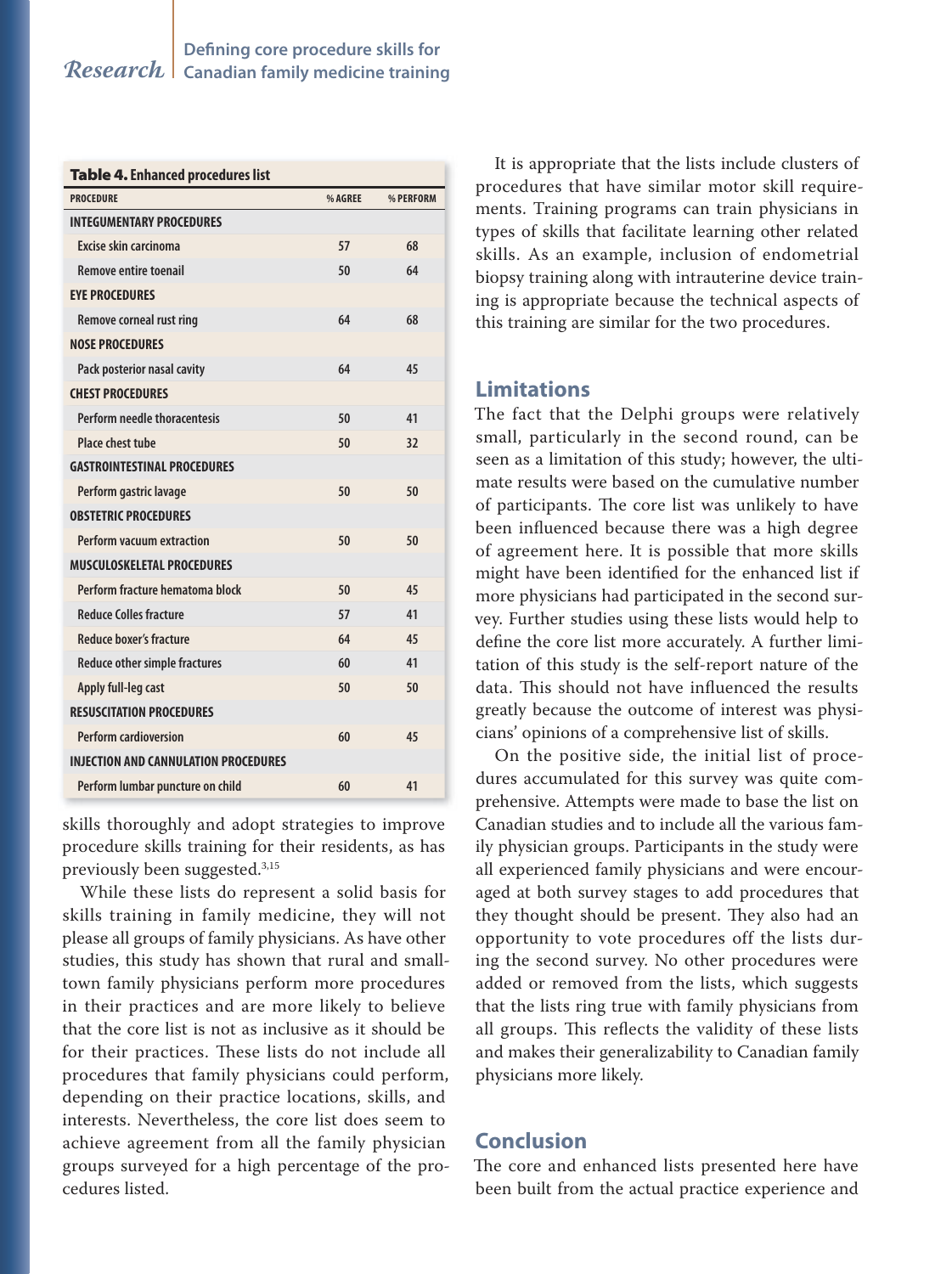**Table 4. Enhanced procedures list**

| PROCEDURE | % AGREE | % PERFORM |
|---|---|---|
| **INTEGUMENTARY PROCEDURES** | | |
| Excise skin carcinoma | 57 | 68 |
| Remove entire toenail | 50 | 64 |
| **EYE PROCEDURES** | | |
| Remove corneal rust ring | 64 | 68 |
| **NOSE PROCEDURES** | | |
| Pack posterior nasal cavity | 64 | 45 |
| **CHEST PROCEDURES** | | |
| Perform needle thoracentesis | 50 | 41 |
| Place chest tube | 50 | 32 |
| **GASTROINTESTINAL PROCEDURES** | | |
| Perform gastric lavage | 50 | 50 |
| **OBSTETRIC PROCEDURES** | | |
| Perform vacuum extraction | 50 | 50 |
| **MUSCULOSKELETAL PROCEDURES** | | |
| Perform fracture hematoma block | 50 | 45 |
| Reduce Colles fracture | 57 | 41 |
| Reduce boxer's fracture | 64 | 45 |
| Reduce other simple fractures | 60 | 41 |
| Apply full-leg cast | 50 | 50 |
| **RESUSCITATION PROCEDURES** | | |
| Perform cardioversion | 60 | 45 |
| **INJECTION AND CANNULATION PROCEDURES** | | |
| Perform lumbar puncture on child | 60 | 41 |

skills thoroughly and adopt strategies to improve procedure skills training for their residents, as has previously been suggested.[3,15]

While these lists do represent a solid basis for skills training in family medicine, they will not please all groups of family physicians. As have other studies, this study has shown that rural and small-town family physicians perform more procedures in their practices and are more likely to believe that the core list is not as inclusive as it should be for their practices. These lists do not include all procedures that family physicians could perform, depending on their practice locations, skills, and interests. Nevertheless, the core list does seem to achieve agreement from all the family physician groups surveyed for a high percentage of the procedures listed.

It is appropriate that the lists include clusters of procedures that have similar motor skill requirements. Training programs can train physicians in types of skills that facilitate learning other related skills. As an example, inclusion of endometrial biopsy training along with intrauterine device training is appropriate because the technical aspects of this training are similar for the two procedures.

## Limitations

The fact that the Delphi groups were relatively small, particularly in the second round, can be seen as a limitation of this study; however, the ultimate results were based on the cumulative number of participants. The core list was unlikely to have been influenced because there was a high degree of agreement here. It is possible that more skills might have been identified for the enhanced list if more physicians had participated in the second survey. Further studies using these lists would help to define the core list more accurately. A further limitation of this study is the self-report nature of the data. This should not have influenced the results greatly because the outcome of interest was physicians' opinions of a comprehensive list of skills.

On the positive side, the initial list of procedures accumulated for this survey was quite comprehensive. Attempts were made to base the list on Canadian studies and to include all the various family physician groups. Participants in the study were all experienced family physicians and were encouraged at both survey stages to add procedures that they thought should be present. They also had an opportunity to vote procedures off the lists during the second survey. No other procedures were added or removed from the lists, which suggests that the lists ring true with family physicians from all groups. This reflects the validity of these lists and makes their generalizability to Canadian family physicians more likely.

## Conclusion

The core and enhanced lists presented here have been built from the actual practice experience and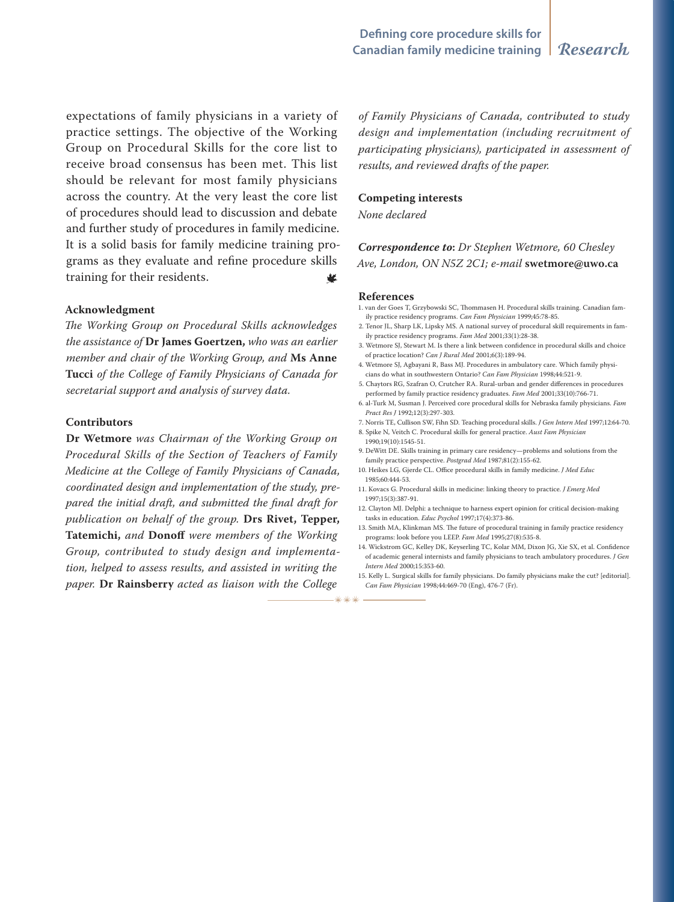expectations of family physicians in a variety of practice settings. The objective of the Working Group on Procedural Skills for the core list to receive broad consensus has been met. This list should be relevant for most family physicians across the country. At the very least the core list of procedures should lead to discussion and debate and further study of procedures in family medicine. It is a solid basis for family medicine training programs as they evaluate and refine procedure skills training for their residents.

#### Acknowledgment

*The Working Group on Procedural Skills acknowledges the assistance of* **Dr James Goertzen,** *who was an earlier member and chair of the Working Group, and* **Ms Anne Tucci** *of the College of Family Physicians of Canada for secretarial support and analysis of survey data.*

#### Contributors

**Dr Wetmore** *was Chairman of the Working Group on Procedural Skills of the Section of Teachers of Family Medicine at the College of Family Physicians of Canada, coordinated design and implementation of the study, prepared the initial draft, and submitted the final draft for publication on behalf of the group.* **Drs Rivet, Tepper, Tatemichi,** *and* **Donoff** *were members of the Working Group, contributed to study design and implementation, helped to assess results, and assisted in writing the paper.* **Dr Rainsberry** *acted as liaison with the College of Family Physicians of Canada, contributed to study design and implementation (including recruitment of participating physicians), participated in assessment of results, and reviewed drafts of the paper.*

#### Competing interests

*None declared*

***Correspondence to*****:** *Dr Stephen Wetmore, 60 Chesley Ave, London, ON N5Z 2C1; e-mail* **swetmore@uwo.ca**

#### References

1. van der Goes T, Grzybowski SC, Thommasen H. Procedural skills training. Canadian family practice residency programs. *Can Fam Physician* 1999;45:78-85.
2. Tenor JL, Sharp LK, Lipsky MS. A national survey of procedural skill requirements in family practice residency programs. *Fam Med* 2001;33(1):28-38.
3. Wetmore SJ, Stewart M. Is there a link between confidence in procedural skills and choice of practice location? *Can J Rural Med* 2001;6(3):189-94.
4. Wetmore SJ, Agbayani R, Bass MJ. Procedures in ambulatory care. Which family physicians do what in southwestern Ontario? *Can Fam Physician* 1998;44:521-9.
5. Chaytors RG, Szafran O, Crutcher RA. Rural-urban and gender differences in procedures performed by family practice residency graduates. *Fam Med* 2001;33(10):766-71.
6. al-Turk M, Susman J. Perceived core procedural skills for Nebraska family physicians. *Fam Pract Res J* 1992;12(3):297-303.
7. Norris TE, Cullison SW, Fihn SD. Teaching procedural skills. *J Gen Intern Med* 1997;12:64-70.
8. Spike N, Veitch C. Procedural skills for general practice. *Aust Fam Physician* 1990;19(10):1545-51.
9. DeWitt DE. Skills training in primary care residency—problems and solutions from the family practice perspective. *Postgrad Med* 1987;81(2):155-62.
10. Heikes LG, Gjerde CL. Office procedural skills in family medicine. *J Med Educ* 1985;60:444-53.
11. Kovacs G. Procedural skills in medicine: linking theory to practice. *J Emerg Med* 1997;15(3):387-91.
12. Clayton MJ. Delphi: a technique to harness expert opinion for critical decision-making tasks in education. *Educ Psychol* 1997;17(4):373-86.
13. Smith MA, Klinkman MS. The future of procedural training in family practice residency programs: look before you LEEP. *Fam Med* 1995;27(8):535-8.
14. Wickstrom GC, Kelley DK, Keyserling TC, Kolar MM, Dixon JG, Xie SX, et al. Confidence of academic general internists and family physicians to teach ambulatory procedures. *J Gen Intern Med* 2000;15:353-60.
15. Kelly L. Surgical skills for family physicians. Do family physicians make the cut? [editorial]. *Can Fam Physician* 1998;44:469-70 (Eng), 476-7 (Fr).